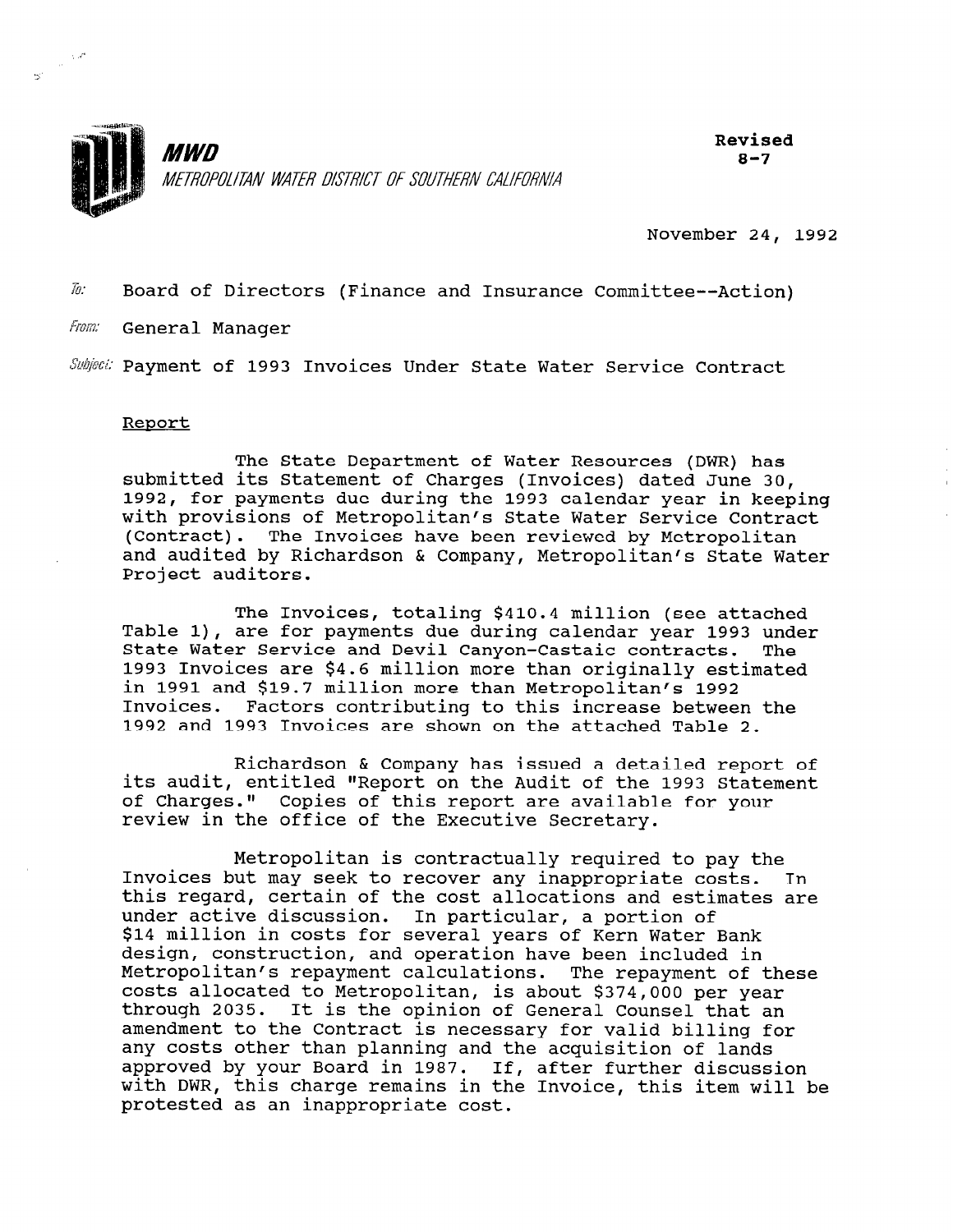**MWD**

*METROPOLITAN WATER DISTRICT OF SOUTHERN CALIFORNIA*

**Revised**
**8-7**

November 24, 1992

To: Board of Directors (Finance and Insurance Committee--Action)

From: General Manager

Subject: Payment of 1993 Invoices Under State Water Service Contract

## Report

The State Department of Water Resources (DWR) has submitted its Statement of Charges (Invoices) dated June 30, 1992, for payments due during the 1993 calendar year in keeping with provisions of Metropolitan's State Water Service Contract (Contract). The Invoices have been reviewed by Metropolitan and audited by Richardson & Company, Metropolitan's State Water Project auditors.

The Invoices, totaling $410.4 million (see attached Table 1), are for payments due during calendar year 1993 under State Water Service and Devil Canyon-Castaic contracts. The 1993 Invoices are $4.6 million more than originally estimated in 1991 and $19.7 million more than Metropolitan's 1992 Invoices. Factors contributing to this increase between the 1992 and 1993 Invoices are shown on the attached Table 2.

Richardson & Company has issued a detailed report of its audit, entitled "Report on the Audit of the 1993 Statement of Charges." Copies of this report are available for your review in the office of the Executive Secretary.

Metropolitan is contractually required to pay the Invoices but may seek to recover any inappropriate costs. In this regard, certain of the cost allocations and estimates are under active discussion. In particular, a portion of $14 million in costs for several years of Kern Water Bank design, construction, and operation have been included in Metropolitan's repayment calculations. The repayment of these costs allocated to Metropolitan, is about $374,000 per year through 2035. It is the opinion of General Counsel that an amendment to the Contract is necessary for valid billing for any costs other than planning and the acquisition of lands approved by your Board in 1987. If, after further discussion with DWR, this charge remains in the Invoice, this item will be protested as an inappropriate cost.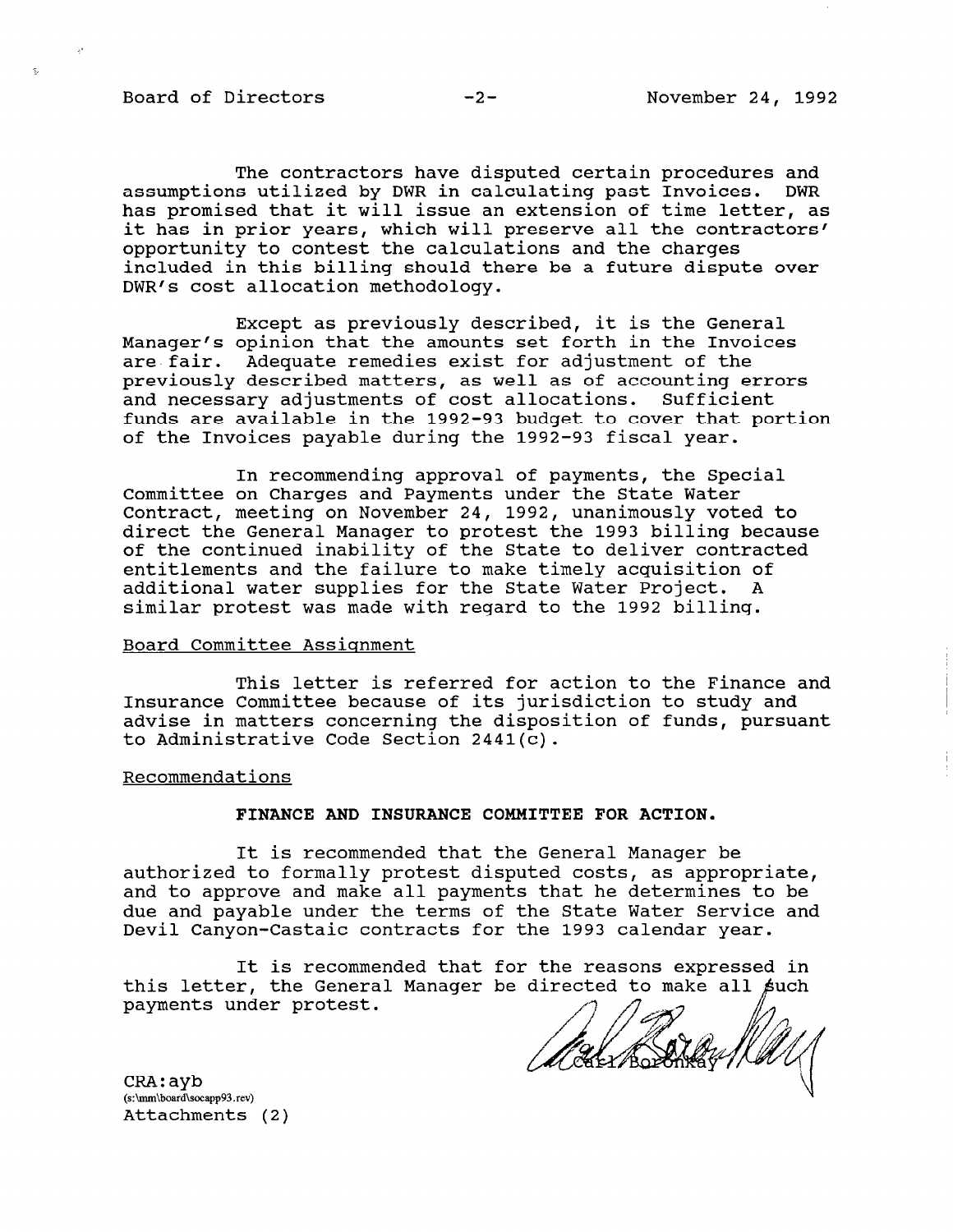The contractors have disputed certain procedures and assumptions utilized by DWR in calculating past Invoices. DWR has promised that it will issue an extension of time letter, as it has in prior years, which will preserve all the contractors' opportunity to contest the calculations and the charges included in this billing should there be a future dispute over DWR's cost allocation methodology.

Except as previously described, it is the General Manager's opinion that the amounts set forth in the Invoices are fair. Adequate remedies exist for adjustment of the previously described matters, as well as of accounting errors and necessary adjustments of cost allocations. Sufficient funds are available in the 1992-93 budget to cover that portion of the Invoices payable during the 1992-93 fiscal year.

In recommending approval of payments, the Special Committee on Charges and Payments under the State Water Contract, meeting on November 24, 1992, unanimously voted to direct the General Manager to protest the 1993 billing because of the continued inability of the State to deliver contracted entitlements and the failure to make timely acquisition of additional water supplies for the State Water Project. A similar protest was made with regard to the 1992 billing.

Board Committee Assignment

This letter is referred for action to the Finance and Insurance Committee because of its jurisdiction to study and advise in matters concerning the disposition of funds, pursuant to Administrative Code Section 2441(c).

Recommendations

**FINANCE AND INSURANCE COMMITTEE FOR ACTION.**

It is recommended that the General Manager be authorized to formally protest disputed costs, as appropriate, and to approve and make all payments that he determines to be due and payable under the terms of the State Water Service and Devil Canyon-Castaic contracts for the 1993 calendar year.

It is recommended that for the reasons expressed in this letter, the General Manager be directed to make all such payments under protest.

Carl Boronkay

CRA:ayb
(s:\mm\board\socapp93.rev)
Attachments (2)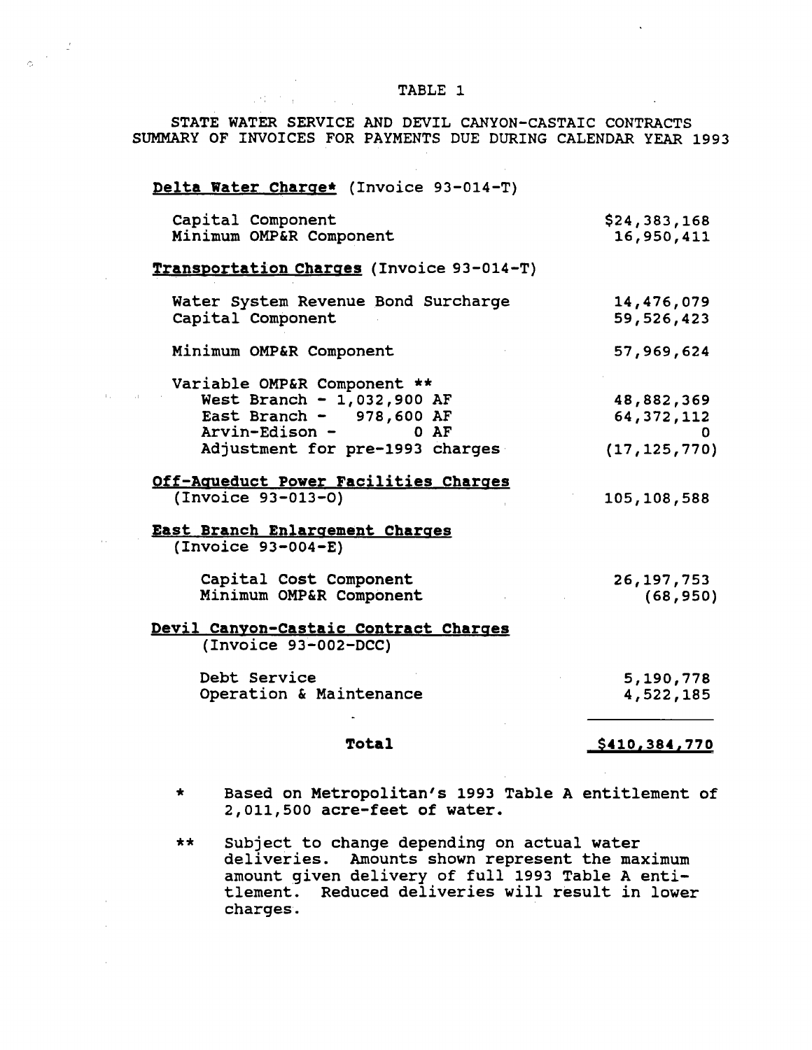# TABLE 1

## STATE WATER SERVICE AND DEVIL CANYON-CASTAIC CONTRACTS SUMMARY OF INVOICES FOR PAYMENTS DUE DURING CALENDAR YEAR 1993

| Item | Amount |
|---|---|
| **Delta Water Charge*** (Invoice 93-014-T) | |
| Capital Component | $24,383,168 |
| Minimum OMP&R Component | 16,950,411 |
| **Transportation Charges** (Invoice 93-014-T) | |
| Water System Revenue Bond Surcharge | 14,476,079 |
| Capital Component | 59,526,423 |
| Minimum OMP&R Component | 57,969,624 |
| Variable OMP&R Component ** | |
| West Branch - 1,032,900 AF | 48,882,369 |
| East Branch - 978,600 AF | 64,372,112 |
| Arvin-Edison - 0 AF | 0 |
| Adjustment for pre-1993 charges | (17,125,770) |
| **Off-Aqueduct Power Facilities Charges** (Invoice 93-013-O) | 105,108,588 |
| **East Branch Enlargement Charges** (Invoice 93-004-E) | |
| Capital Cost Component | 26,197,753 |
| Minimum OMP&R Component | (68,950) |
| **Devil Canyon-Castaic Contract Charges** (Invoice 93-002-DCC) | |
| Debt Service | 5,190,778 |
| Operation & Maintenance | 4,522,185 |
| **Total** | **$410,384,770** |

\* Based on Metropolitan's 1993 Table A entitlement of 2,011,500 acre-feet of water.

\*\* Subject to change depending on actual water deliveries. Amounts shown represent the maximum amount given delivery of full 1993 Table A entitlement. Reduced deliveries will result in lower charges.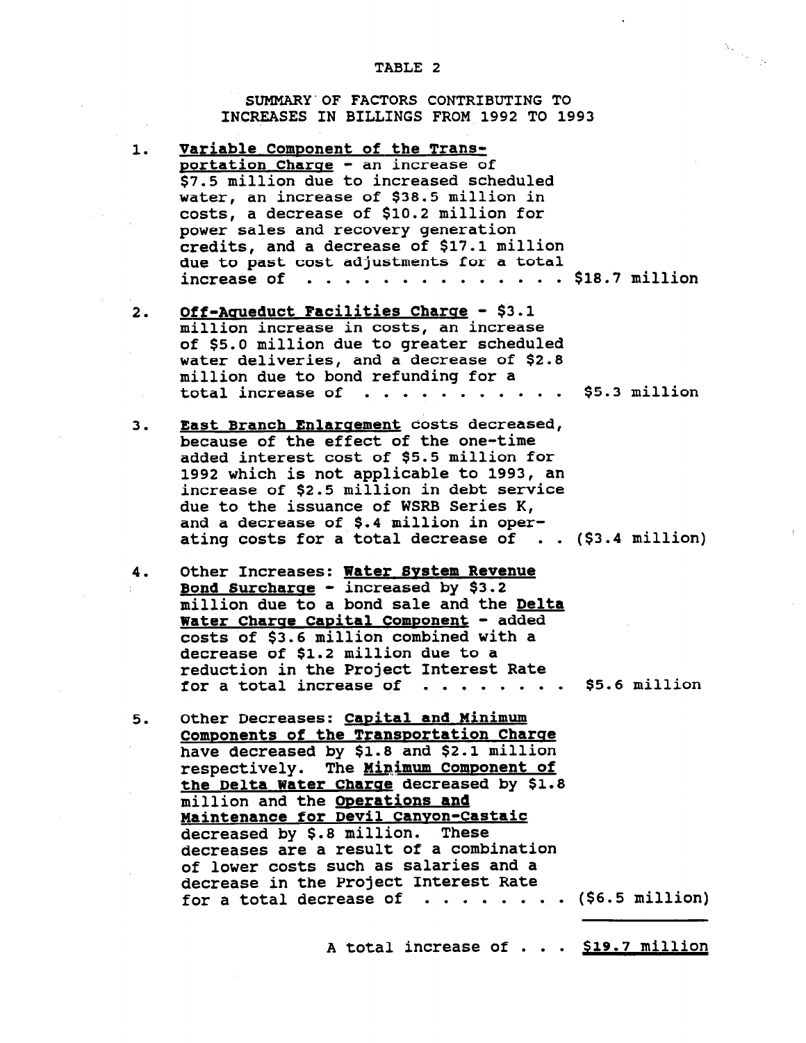TABLE 2

SUMMARY OF FACTORS CONTRIBUTING TO INCREASES IN BILLINGS FROM 1992 TO 1993

1. <u>Variable Component of the Transportation Charge</u> - an increase of \$7.5 million due to increased scheduled water, an increase of \$38.5 million in costs, a decrease of \$10.2 million for power sales and recovery generation credits, and a decrease of \$17.1 million due to past cost adjustments for a total increase of . . . . . . . . . . . . . . \$18.7 million

2. <u>Off-Aqueduct Facilities Charge</u> - \$3.1 million increase in costs, an increase of \$5.0 million due to greater scheduled water deliveries, and a decrease of \$2.8 million due to bond refunding for a total increase of . . . . . . . . . . . \$5.3 million

3. <u>East Branch Enlargement</u> costs decreased, because of the effect of the one-time added interest cost of \$5.5 million for 1992 which is not applicable to 1993, an increase of \$2.5 million in debt service due to the issuance of WSRB Series K, and a decrease of \$.4 million in operating costs for a total decrease of . . (\$3.4 million)

4. Other Increases: <u>Water System Revenue Bond Surcharge</u> - increased by \$3.2 million due to a bond sale and the <u>Delta Water Charge Capital Component</u> - added costs of \$3.6 million combined with a decrease of \$1.2 million due to a reduction in the Project Interest Rate for a total increase of . . . . . . . . \$5.6 million

5. Other Decreases: <u>Capital and Minimum Components of the Transportation Charge</u> have decreased by \$1.8 and \$2.1 million respectively. The <u>Minimum Component of the Delta Water Charge</u> decreased by \$1.8 million and the <u>Operations and Maintenance for Devil Canyon-Castaic</u> decreased by \$.8 million. These decreases are a result of a combination of lower costs such as salaries and a decrease in the Project Interest Rate for a total decrease of . . . . . . . . (\$6.5 million)

A total increase of . . . <u>\$19.7 million</u>